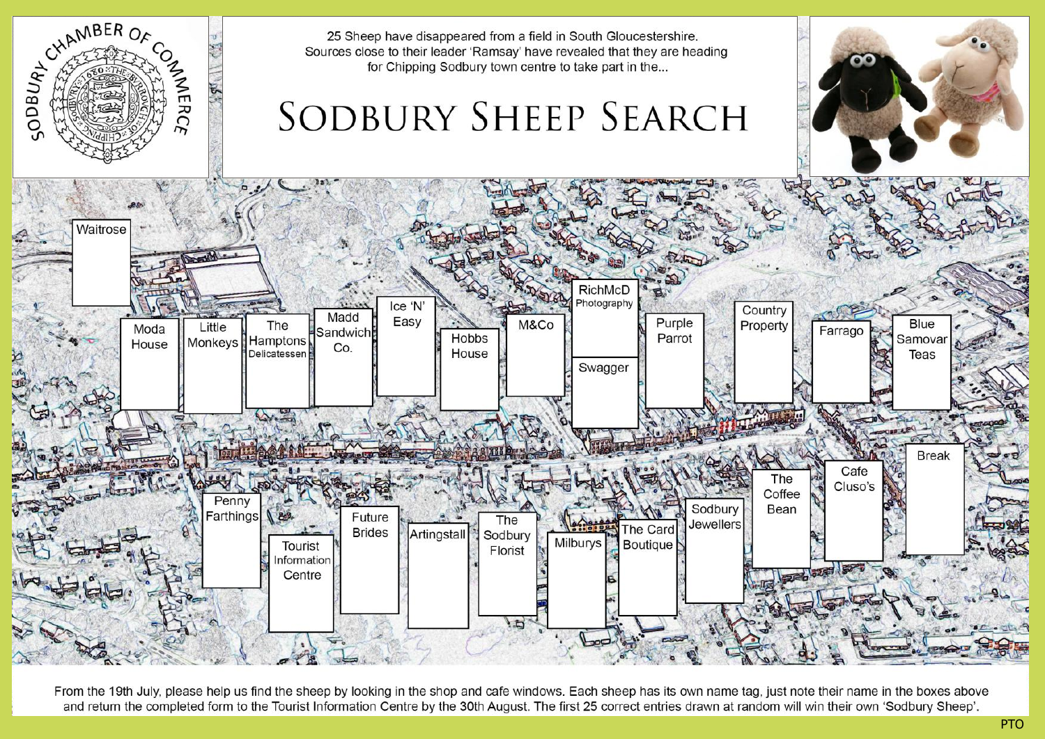25 Sheep have disappeared from a field in South Gloucestershire. Sources close to their leader 'Ramsay' have revealed that they are heading for Chipping Sodbury town centre to take part in the...

# SODBURY SHEEP SEARCH

- Waitrose
- Moda House
- Little Monkeys
- The Hamptons Delicatessen
- Madd Sandwich Co.
- Ice 'N' Easy
- Hobbs House
- M&Co
- RichMcD Photography
- Swagger
- Purple Parrot
- Country Property
- Farrago
- Blue Samovar Teas
- Penny Farthings
- Tourist Information Centre
- Future Brides
- Artingstall
- The Sodbury Florist
- Milburys
- The Card Boutique
- Sodbury Jewellers
- The Coffee Bean
- Cafe Cluso's
- Break

From the 19th July, please help us find the sheep by looking in the shop and cafe windows. Each sheep has its own name tag, just note their name in the boxes above and return the completed form to the Tourist Information Centre by the 30th August. The first 25 correct entries drawn at random will win their own 'Sodbury Sheep'.

PTO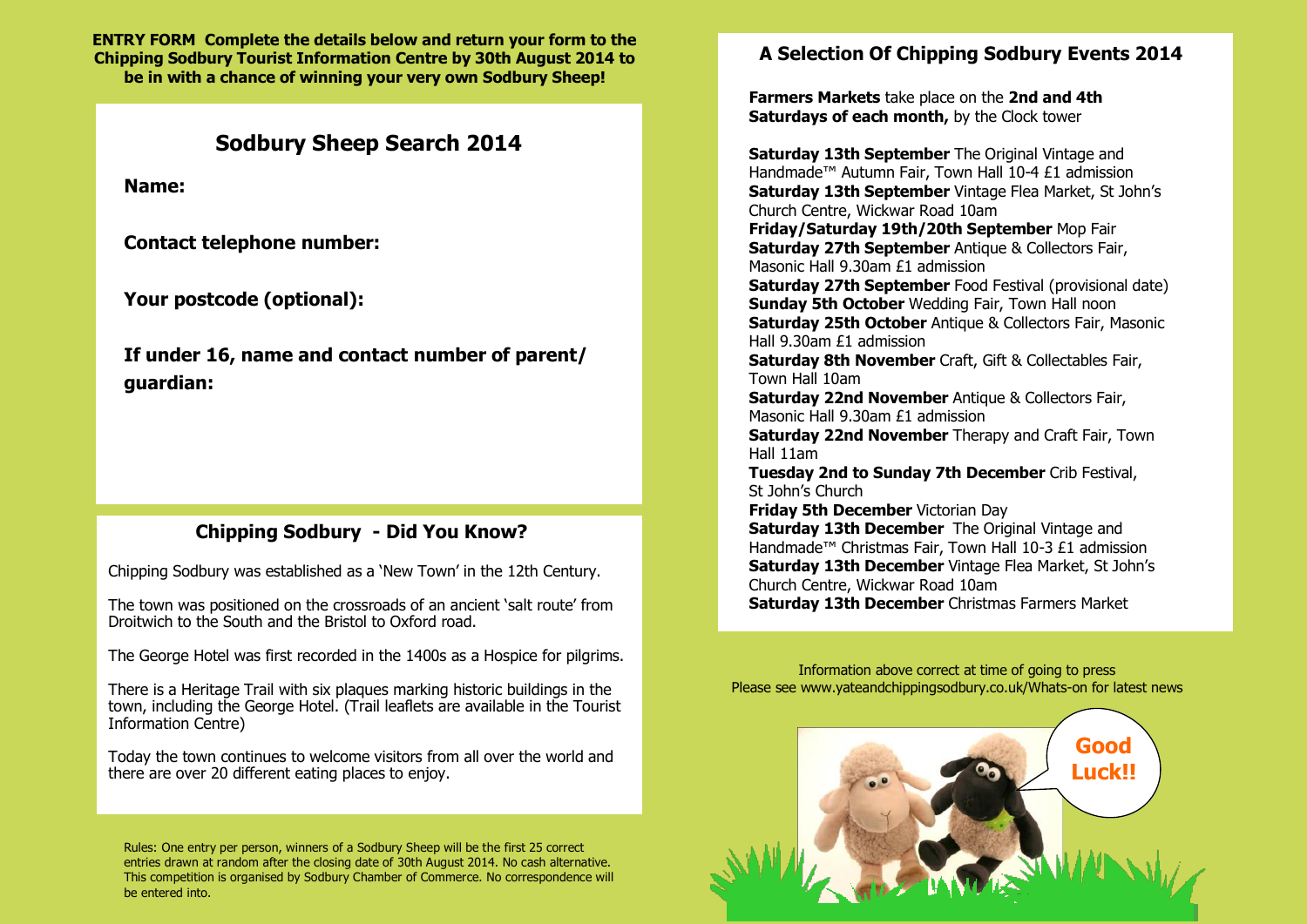**ENTRY FORM Complete the details below and return your form to the Chipping Sodbury Tourist Information Centre by 30th August 2014 to be in with a chance of winning your very own Sodbury Sheep!**

## Sodbury Sheep Search 2014

**Name:**

**Contact telephone number:**

**Your postcode (optional):**

**If under 16, name and contact number of parent/ guardian:**

## Chipping Sodbury - Did You Know?

Chipping Sodbury was established as a 'New Town' in the 12th Century.

The town was positioned on the crossroads of an ancient 'salt route' from Droitwich to the South and the Bristol to Oxford road.

The George Hotel was first recorded in the 1400s as a Hospice for pilgrims.

There is a Heritage Trail with six plaques marking historic buildings in the town, including the George Hotel. (Trail leaflets are available in the Tourist Information Centre)

Today the town continues to welcome visitors from all over the world and there are over 20 different eating places to enjoy.

Rules: One entry per person, winners of a Sodbury Sheep will be the first 25 correct entries drawn at random after the closing date of 30th August 2014. No cash alternative. This competition is organised by Sodbury Chamber of Commerce. No correspondence will be entered into.

## A Selection Of Chipping Sodbury Events 2014

**Farmers Markets** take place on the **2nd and 4th Saturdays of each month,** by the Clock tower

**Saturday 13th September** The Original Vintage and Handmade™ Autumn Fair, Town Hall 10-4 £1 admission
**Saturday 13th September** Vintage Flea Market, St John's Church Centre, Wickwar Road 10am
**Friday/Saturday 19th/20th September** Mop Fair
**Saturday 27th September** Antique & Collectors Fair, Masonic Hall 9.30am £1 admission
**Saturday 27th September** Food Festival (provisional date)
**Sunday 5th October** Wedding Fair, Town Hall noon
**Saturday 25th October** Antique & Collectors Fair, Masonic Hall 9.30am £1 admission
**Saturday 8th November** Craft, Gift & Collectables Fair, Town Hall 10am
**Saturday 22nd November** Antique & Collectors Fair, Masonic Hall 9.30am £1 admission
**Saturday 22nd November** Therapy and Craft Fair, Town Hall 11am
**Tuesday 2nd to Sunday 7th December** Crib Festival, St John's Church
**Friday 5th December** Victorian Day
**Saturday 13th December** The Original Vintage and Handmade™ Christmas Fair, Town Hall 10-3 £1 admission
**Saturday 13th December** Vintage Flea Market, St John's Church Centre, Wickwar Road 10am
**Saturday 13th December** Christmas Farmers Market

Information above correct at time of going to press
Please see www.yateandchippingsodbury.co.uk/Whats-on for latest news

Good Luck!!